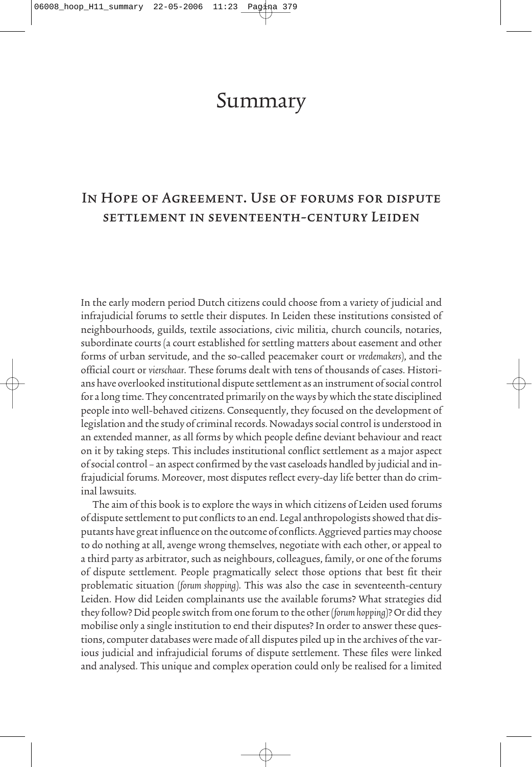# Summary

## In Hope of Agreement. Use of forums for dispute settlement in seventeenth-century Leiden

In the early modern period Dutch citizens could choose from a variety of judicial and infrajudicial forums to settle their disputes. In Leiden these institutions consisted of neighbourhoods, guilds, textile associations, civic militia, church councils, notaries, subordinate courts (a court established for settling matters about easement and other forms of urban servitude, and the so-called peacemaker court or *vredemakers*), and the official court or *vierschaar*. These forums dealt with tens of thousands of cases. Historians have overlooked institutional dispute settlement as an instrument of social control for a long time. They concentrated primarily on the ways by which the state disciplined people into well-behaved citizens. Consequently, they focused on the development of legislation and the study of criminal records. Nowadays social control is understood in an extended manner, as all forms by which people define deviant behaviour and react on it by taking steps. This includes institutional conflict settlement as a major aspect of social control – an aspect confirmed by the vast caseloads handled by judicial and infrajudicial forums. Moreover, most disputes reflect every-day life better than do criminal lawsuits.

The aim of this book is to explore the ways in which citizens of Leiden used forums of dispute settlement to put conflicts to an end. Legal anthropologists showed that disputants have great influence on the outcome of conflicts. Aggrieved parties may choose to do nothing at all, avenge wrong themselves, negotiate with each other, or appeal to a third party as arbitrator, such as neighbours, colleagues, family, or one of the forums of dispute settlement. People pragmatically select those options that best fit their problematic situation (*forum shopping*). This was also the case in seventeenth-century Leiden. How did Leiden complainants use the available forums? What strategies did they follow? Did people switch from one forum to the other (*forum hopping*)? Or did they mobilise only a single institution to end their disputes? In order to answer these questions, computer databases were made of all disputes piled up in the archives of the various judicial and infrajudicial forums of dispute settlement. These files were linked and analysed. This unique and complex operation could only be realised for a limited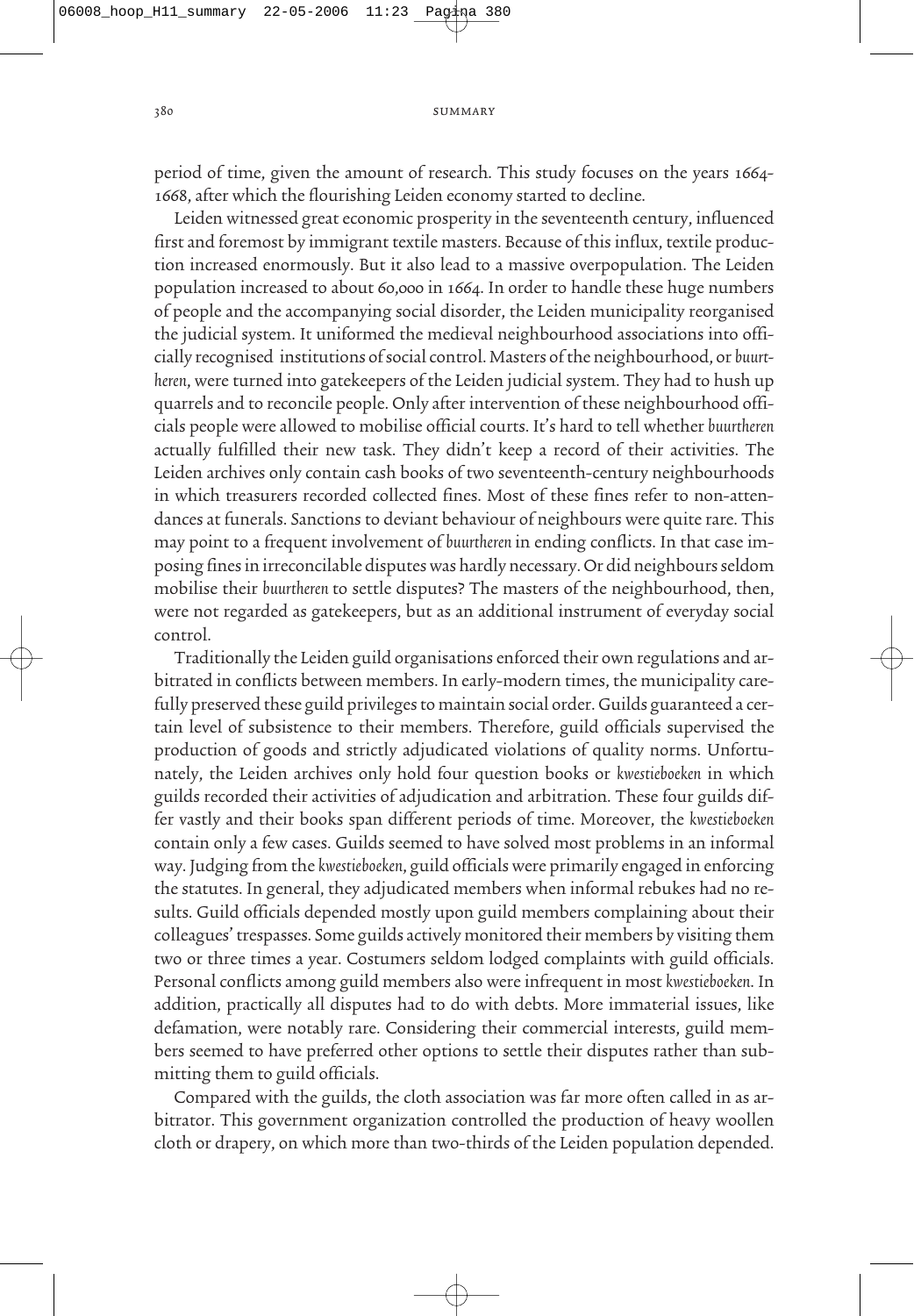period of time, given the amount of research. This study focuses on the years 1664-1668, after which the flourishing Leiden economy started to decline.

Leiden witnessed great economic prosperity in the seventeenth century, influenced first and foremost by immigrant textile masters. Because of this influx, textile production increased enormously. But it also lead to a massive overpopulation. The Leiden population increased to about 60,000 in 1664. In order to handle these huge numbers of people and the accompanying social disorder, the Leiden municipality reorganised the judicial system. It uniformed the medieval neighbourhood associations into officially recognised institutions of social control. Masters of the neighbourhood, or *buurtheren*, were turned into gatekeepers of the Leiden judicial system. They had to hush up quarrels and to reconcile people. Only after intervention of these neighbourhood officials people were allowed to mobilise official courts. It's hard to tell whether *buurtheren* actually fulfilled their new task. They didn't keep a record of their activities. The Leiden archives only contain cash books of two seventeenth-century neighbourhoods in which treasurers recorded collected fines. Most of these fines refer to non-attendances at funerals. Sanctions to deviant behaviour of neighbours were quite rare. This may point to a frequent involvement of *buurtheren* in ending conflicts. In that case imposing fines in irreconcilable disputes was hardly necessary. Or did neighbours seldom mobilise their *buurtheren* to settle disputes? The masters of the neighbourhood, then, were not regarded as gatekeepers, but as an additional instrument of everyday social control.

Traditionally the Leiden guild organisations enforced their own regulations and arbitrated in conflicts between members. In early-modern times, the municipality carefully preserved these guild privileges to maintain social order. Guilds guaranteed a certain level of subsistence to their members. Therefore, guild officials supervised the production of goods and strictly adjudicated violations of quality norms. Unfortunately, the Leiden archives only hold four question books or *kwestieboeken* in which guilds recorded their activities of adjudication and arbitration. These four guilds differ vastly and their books span different periods of time. Moreover, the *kwestieboeken* contain only a few cases. Guilds seemed to have solved most problems in an informal way. Judging from the *kwestieboeken*, guild officials were primarily engaged in enforcing the statutes. In general, they adjudicated members when informal rebukes had no results. Guild officials depended mostly upon guild members complaining about their colleagues' trespasses. Some guilds actively monitored their members by visiting them two or three times a year. Costumers seldom lodged complaints with guild officials. Personal conflicts among guild members also were infrequent in most *kwestieboeken*. In addition, practically all disputes had to do with debts. More immaterial issues, like defamation, were notably rare. Considering their commercial interests, guild members seemed to have preferred other options to settle their disputes rather than submitting them to guild officials.

Compared with the guilds, the cloth association was far more often called in as arbitrator. This government organization controlled the production of heavy woollen cloth or drapery, on which more than two-thirds of the Leiden population depended.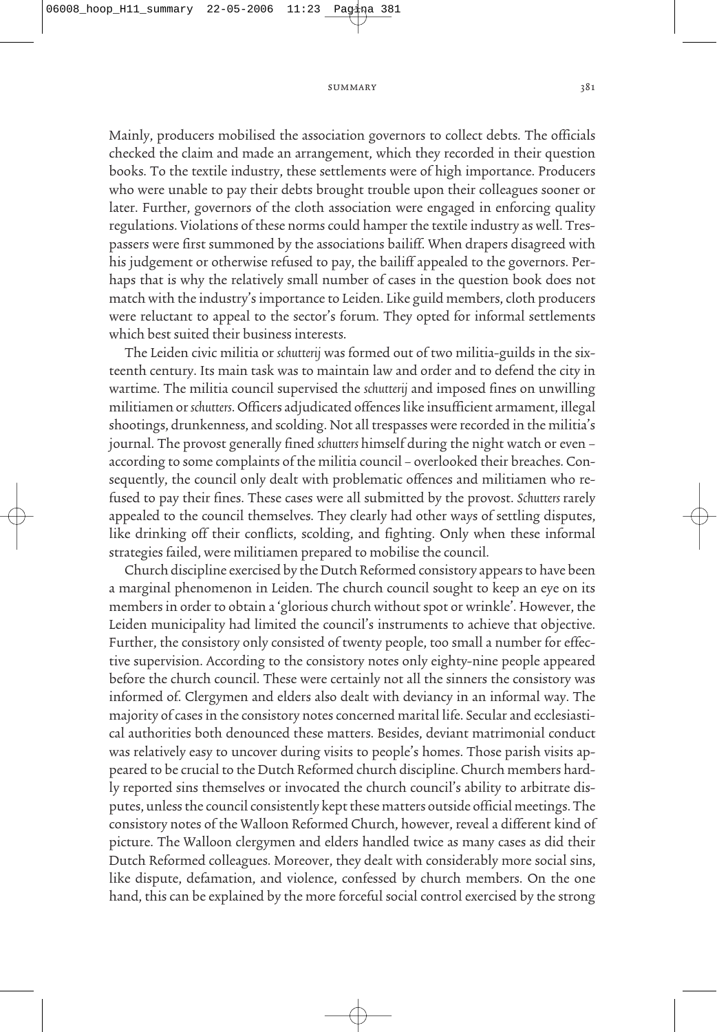Mainly, producers mobilised the association governors to collect debts. The officials checked the claim and made an arrangement, which they recorded in their question books. To the textile industry, these settlements were of high importance. Producers who were unable to pay their debts brought trouble upon their colleagues sooner or later. Further, governors of the cloth association were engaged in enforcing quality regulations. Violations of these norms could hamper the textile industry as well. Trespassers were first summoned by the associations bailiff. When drapers disagreed with his judgement or otherwise refused to pay, the bailiff appealed to the governors. Perhaps that is why the relatively small number of cases in the question book does not match with the industry's importance to Leiden. Like guild members, cloth producers were reluctant to appeal to the sector's forum. They opted for informal settlements which best suited their business interests.

The Leiden civic militia or *schutterij* was formed out of two militia-guilds in the sixteenth century. Its main task was to maintain law and order and to defend the city in wartime. The militia council supervised the *schutterij* and imposed fines on unwilling militiamen or *schutters*. Officers adjudicated offences like insufficient armament, illegal shootings, drunkenness, and scolding. Not all trespasses were recorded in the militia's journal. The provost generally fined *schutters* himself during the night watch or even – according to some complaints of the militia council – overlooked their breaches. Consequently, the council only dealt with problematic offences and militiamen who refused to pay their fines. These cases were all submitted by the provost. *Schutters* rarely appealed to the council themselves. They clearly had other ways of settling disputes, like drinking off their conflicts, scolding, and fighting. Only when these informal strategies failed, were militiamen prepared to mobilise the council.

Church discipline exercised by the Dutch Reformed consistory appears to have been a marginal phenomenon in Leiden. The church council sought to keep an eye on its members in order to obtain a 'glorious church without spot or wrinkle'. However, the Leiden municipality had limited the council's instruments to achieve that objective. Further, the consistory only consisted of twenty people, too small a number for effective supervision. According to the consistory notes only eighty-nine people appeared before the church council. These were certainly not all the sinners the consistory was informed of. Clergymen and elders also dealt with deviancy in an informal way. The majority of cases in the consistory notes concerned marital life. Secular and ecclesiastical authorities both denounced these matters. Besides, deviant matrimonial conduct was relatively easy to uncover during visits to people's homes. Those parish visits appeared to be crucial to the Dutch Reformed church discipline. Church members hardly reported sins themselves or invocated the church council's ability to arbitrate disputes, unless the council consistently kept these matters outside official meetings. The consistory notes of the Walloon Reformed Church, however, reveal a different kind of picture. The Walloon clergymen and elders handled twice as many cases as did their Dutch Reformed colleagues. Moreover, they dealt with considerably more social sins, like dispute, defamation, and violence, confessed by church members. On the one hand, this can be explained by the more forceful social control exercised by the strong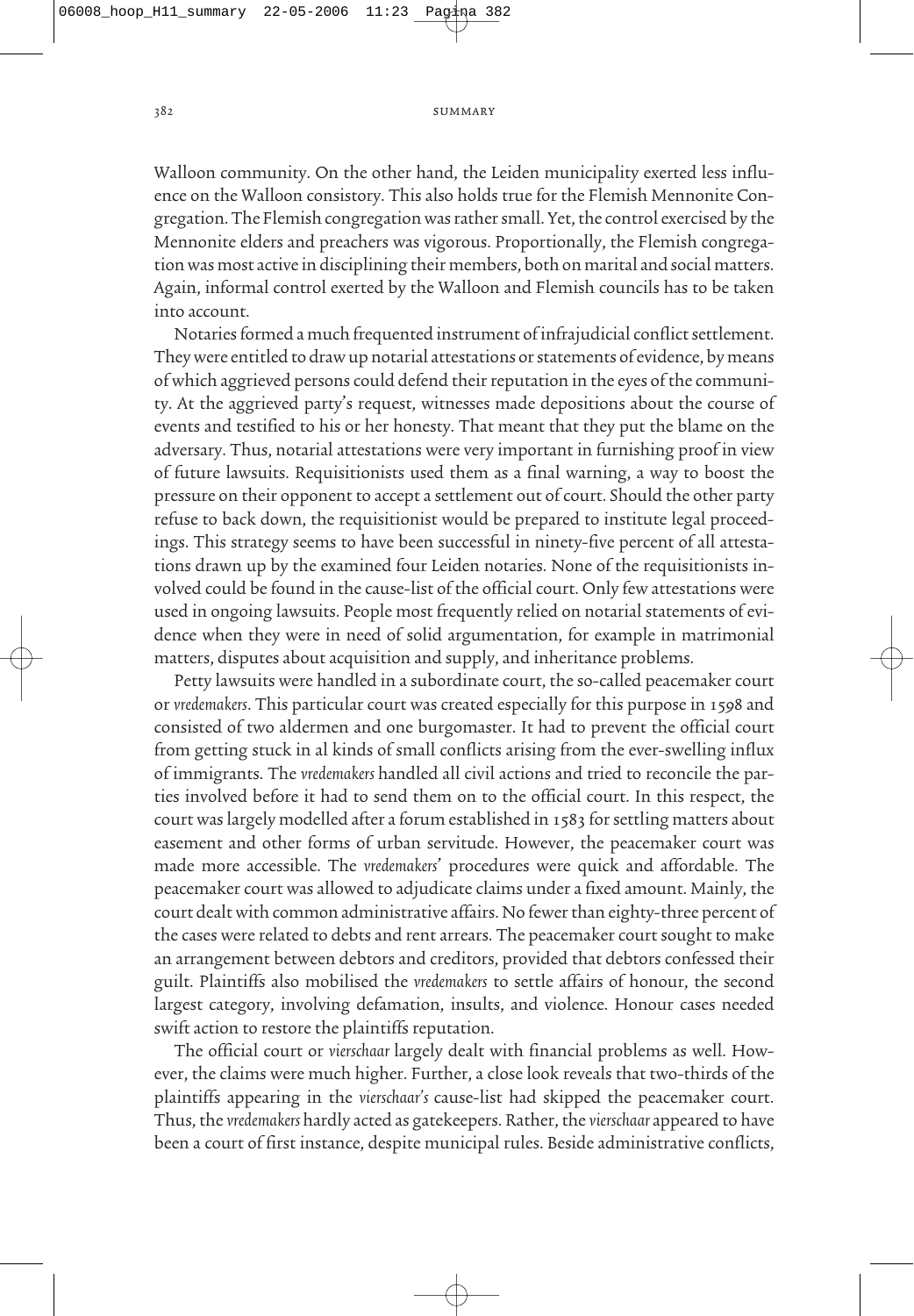Walloon community. On the other hand, the Leiden municipality exerted less influence on the Walloon consistory. This also holds true for the Flemish Mennonite Congregation. The Flemish congregation was rather small. Yet, the control exercised by the Mennonite elders and preachers was vigorous. Proportionally, the Flemish congregation was most active in disciplining their members, both on marital and social matters. Again, informal control exerted by the Walloon and Flemish councils has to be taken into account.

Notaries formed a much frequented instrument of infrajudicial conflict settlement. They were entitled to draw up notarial attestations or statements of evidence, by means of which aggrieved persons could defend their reputation in the eyes of the community. At the aggrieved party's request, witnesses made depositions about the course of events and testified to his or her honesty. That meant that they put the blame on the adversary. Thus, notarial attestations were very important in furnishing proof in view of future lawsuits. Requisitionists used them as a final warning, a way to boost the pressure on their opponent to accept a settlement out of court. Should the other party refuse to back down, the requisitionist would be prepared to institute legal proceedings. This strategy seems to have been successful in ninety-five percent of all attestations drawn up by the examined four Leiden notaries. None of the requisitionists involved could be found in the cause-list of the official court. Only few attestations were used in ongoing lawsuits. People most frequently relied on notarial statements of evidence when they were in need of solid argumentation, for example in matrimonial matters, disputes about acquisition and supply, and inheritance problems.

Petty lawsuits were handled in a subordinate court, the so-called peacemaker court or *vredemakers*. This particular court was created especially for this purpose in 1598 and consisted of two aldermen and one burgomaster. It had to prevent the official court from getting stuck in al kinds of small conflicts arising from the ever-swelling influx of immigrants. The *vredemakers* handled all civil actions and tried to reconcile the parties involved before it had to send them on to the official court. In this respect, the court was largely modelled after a forum established in 1583 for settling matters about easement and other forms of urban servitude. However, the peacemaker court was made more accessible. The *vredemakers*' procedures were quick and affordable. The peacemaker court was allowed to adjudicate claims under a fixed amount. Mainly, the court dealt with common administrative affairs. No fewer than eighty-three percent of the cases were related to debts and rent arrears. The peacemaker court sought to make an arrangement between debtors and creditors, provided that debtors confessed their guilt. Plaintiffs also mobilised the *vredemakers* to settle affairs of honour, the second largest category, involving defamation, insults, and violence. Honour cases needed swift action to restore the plaintiffs reputation.

The official court or *vierschaar* largely dealt with financial problems as well. However, the claims were much higher. Further, a close look reveals that two-thirds of the plaintiffs appearing in the *vierschaar's* cause-list had skipped the peacemaker court. Thus, the *vredemakers* hardly acted as gatekeepers. Rather, the *vierschaar* appeared to have been a court of first instance, despite municipal rules. Beside administrative conflicts,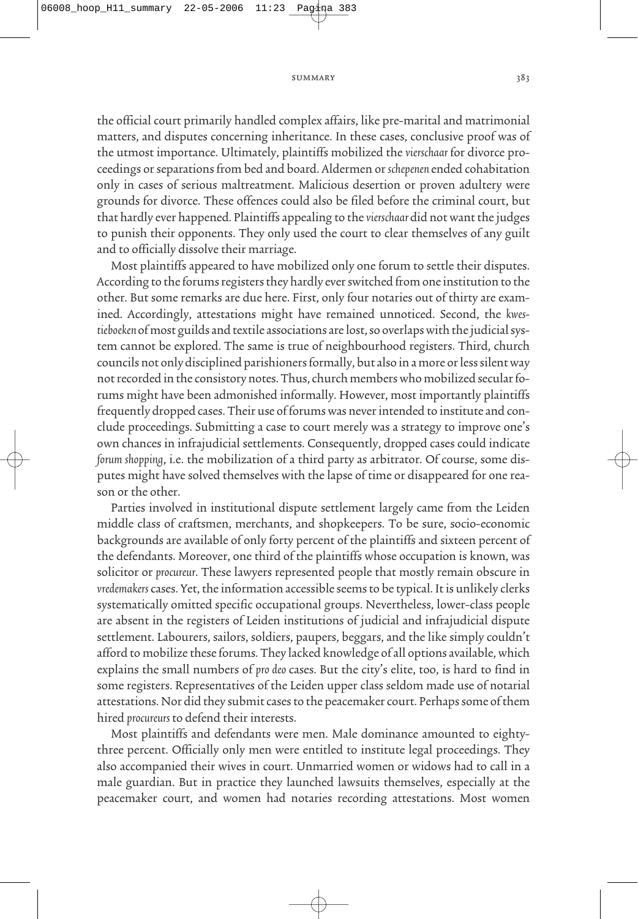the official court primarily handled complex affairs, like pre-marital and matrimonial matters, and disputes concerning inheritance. In these cases, conclusive proof was of the utmost importance. Ultimately, plaintiffs mobilized the *vierschaar* for divorce proceedings or separations from bed and board. Aldermen or *schepenen* ended cohabitation only in cases of serious maltreatment. Malicious desertion or proven adultery were grounds for divorce. These offences could also be filed before the criminal court, but that hardly ever happened. Plaintiffs appealing to the *vierschaar* did not want the judges to punish their opponents. They only used the court to clear themselves of any guilt and to officially dissolve their marriage.

Most plaintiffs appeared to have mobilized only one forum to settle their disputes. According to the forums registers they hardly ever switched from one institution to the other. But some remarks are due here. First, only four notaries out of thirty are examined. Accordingly, attestations might have remained unnoticed. Second, the *kwestieboeken* of most guilds and textile associations are lost, so overlaps with the judicial system cannot be explored. The same is true of neighbourhood registers. Third, church councils not only disciplined parishioners formally, but also in a more or less silent way not recorded in the consistory notes. Thus, church members who mobilized secular forums might have been admonished informally. However, most importantly plaintiffs frequently dropped cases. Their use of forums was never intended to institute and conclude proceedings. Submitting a case to court merely was a strategy to improve one's own chances in infrajudicial settlements. Consequently, dropped cases could indicate *forum shopping*, i.e. the mobilization of a third party as arbitrator. Of course, some disputes might have solved themselves with the lapse of time or disappeared for one reason or the other.

Parties involved in institutional dispute settlement largely came from the Leiden middle class of craftsmen, merchants, and shopkeepers. To be sure, socio-economic backgrounds are available of only forty percent of the plaintiffs and sixteen percent of the defendants. Moreover, one third of the plaintiffs whose occupation is known, was solicitor or *procureur*. These lawyers represented people that mostly remain obscure in *vredemakers* cases. Yet, the information accessible seems to be typical. It is unlikely clerks systematically omitted specific occupational groups. Nevertheless, lower-class people are absent in the registers of Leiden institutions of judicial and infrajudicial dispute settlement. Labourers, sailors, soldiers, paupers, beggars, and the like simply couldn't afford to mobilize these forums. They lacked knowledge of all options available, which explains the small numbers of *pro deo* cases. But the city's elite, too, is hard to find in some registers. Representatives of the Leiden upper class seldom made use of notarial attestations. Nor did they submit cases to the peacemaker court. Perhaps some of them hired *procureurs* to defend their interests.

Most plaintiffs and defendants were men. Male dominance amounted to eighty-three percent. Officially only men were entitled to institute legal proceedings. They also accompanied their wives in court. Unmarried women or widows had to call in a male guardian. But in practice they launched lawsuits themselves, especially at the peacemaker court, and women had notaries recording attestations. Most women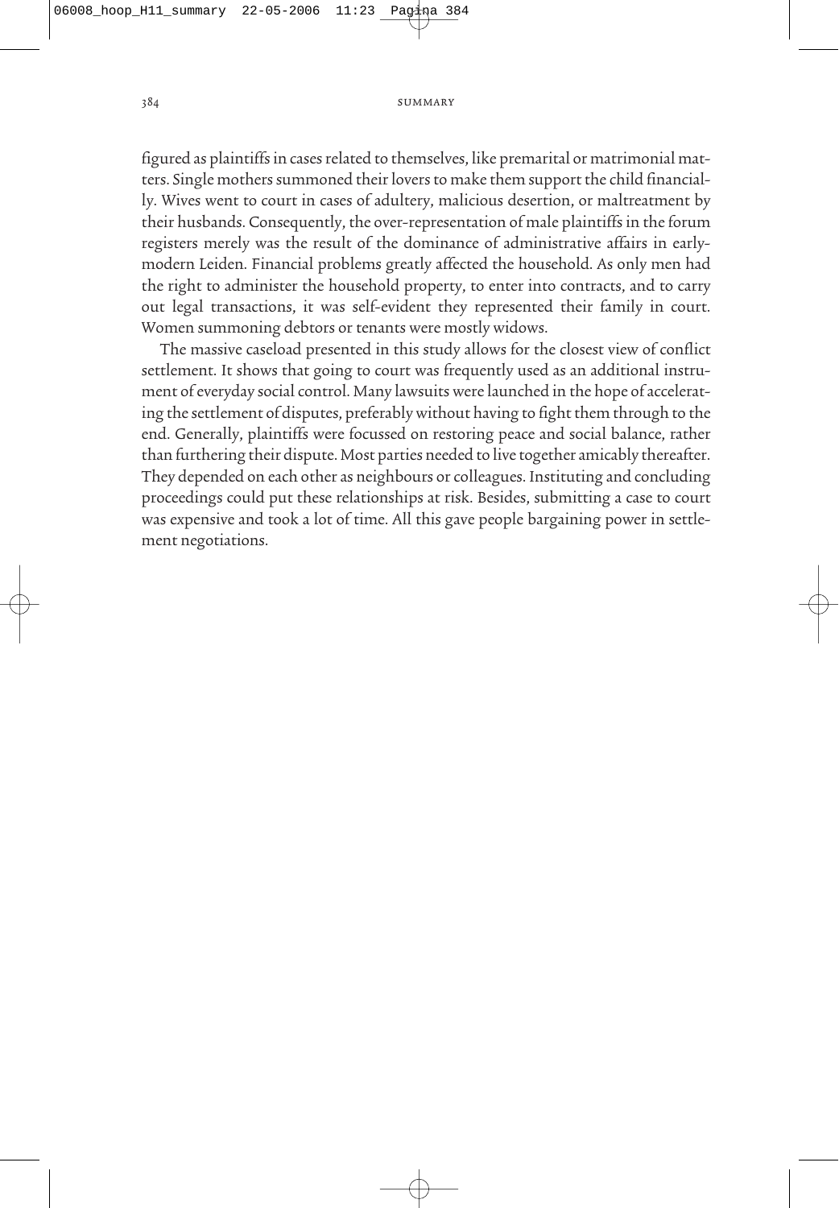figured as plaintiffs in cases related to themselves, like premarital or matrimonial matters. Single mothers summoned their lovers to make them support the child financially. Wives went to court in cases of adultery, malicious desertion, or maltreatment by their husbands. Consequently, the over-representation of male plaintiffs in the forum registers merely was the result of the dominance of administrative affairs in early-modern Leiden. Financial problems greatly affected the household. As only men had the right to administer the household property, to enter into contracts, and to carry out legal transactions, it was self-evident they represented their family in court. Women summoning debtors or tenants were mostly widows.

The massive caseload presented in this study allows for the closest view of conflict settlement. It shows that going to court was frequently used as an additional instrument of everyday social control. Many lawsuits were launched in the hope of accelerating the settlement of disputes, preferably without having to fight them through to the end. Generally, plaintiffs were focussed on restoring peace and social balance, rather than furthering their dispute. Most parties needed to live together amicably thereafter. They depended on each other as neighbours or colleagues. Instituting and concluding proceedings could put these relationships at risk. Besides, submitting a case to court was expensive and took a lot of time. All this gave people bargaining power in settlement negotiations.